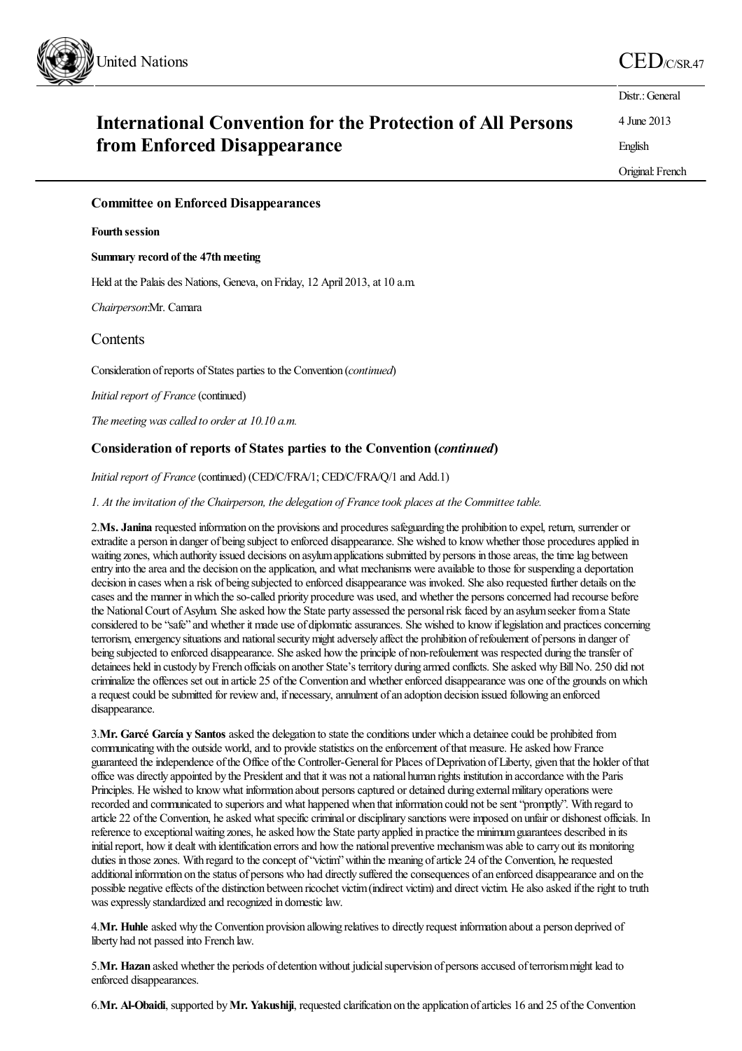United Nations

CED/C/SR.47

Distr.: General

4 June 2013

English

Original: French

# International Convention for the Protection of All Persons from Enforced Disappearance

## Committee on Enforced Disappearances

**Fourth session**

**Summary record of the 47th meeting**

Held at the Palais des Nations, Geneva, on Friday, 12 April 2013, at 10 a.m.

*Chairperson*: Mr. Camara

## Contents

Consideration of reports of States parties to the Convention (*continued*)

*Initial report of France* (continued)

*The meeting was called to order at 10.10 a.m.*

### Consideration of reports of States parties to the Convention (*continued*)

*Initial report of France* (continued) (CED/C/FRA/1; CED/C/FRA/Q/1 and Add.1)

*1. At the invitation of the Chairperson, the delegation of France took places at the Committee table.*

2. **Ms. Janina** requested information on the provisions and procedures safeguarding the prohibition to expel, return, surrender or extradite a person in danger of being subject to enforced disappearance. She wished to know whether those procedures applied in waiting zones, which authority issued decisions on asylum applications submitted by persons in those areas, the time lag between entry into the area and the decision on the application, and what mechanisms were available to those for suspending a deportation decision in cases when a risk of being subjected to enforced disappearance was invoked. She also requested further details on the cases and the manner in which the so-called priority procedure was used, and whether the persons concerned had recourse before the National Court of Asylum. She asked how the State party assessed the personal risk faced by an asylum seeker from a State considered to be "safe" and whether it made use of diplomatic assurances. She wished to know if legislation and practices concerning terrorism, emergency situations and national security might adversely affect the prohibition of refoulement of persons in danger of being subjected to enforced disappearance. She asked how the principle of non-refoulement was respected during the transfer of detainees held in custody by French officials on another State's territory during armed conflicts. She asked why Bill No. 250 did not criminalize the offences set out in article 25 of the Convention and whether enforced disappearance was one of the grounds on which a request could be submitted for review and, if necessary, annulment of an adoption decision issued following an enforced disappearance.

3. **Mr. Garcé García y Santos** asked the delegation to state the conditions under which a detainee could be prohibited from communicating with the outside world, and to provide statistics on the enforcement of that measure. He asked how France guaranteed the independence of the Office of the Controller-General for Places of Deprivation of Liberty, given that the holder of that office was directly appointed by the President and that it was not a national human rights institution in accordance with the Paris Principles. He wished to know what information about persons captured or detained during external military operations were recorded and communicated to superiors and what happened when that information could not be sent "promptly". With regard to article 22 of the Convention, he asked what specific criminal or disciplinary sanctions were imposed on unfair or dishonest officials. In reference to exceptional waiting zones, he asked how the State party applied in practice the minimum guarantees described in its initial report, how it dealt with identification errors and how the national preventive mechanism was able to carry out its monitoring duties in those zones. With regard to the concept of "victim" within the meaning of article 24 of the Convention, he requested additional information on the status of persons who had directly suffered the consequences of an enforced disappearance and on the possible negative effects of the distinction between ricochet victim (indirect victim) and direct victim. He also asked if the right to truth was expressly standardized and recognized in domestic law.

4. **Mr. Huhle** asked why the Convention provision allowing relatives to directly request information about a person deprived of liberty had not passed into French law.

5. **Mr. Hazan** asked whether the periods of detention without judicial supervision of persons accused of terrorism might lead to enforced disappearances.

6. **Mr. Al-Obaidi**, supported by **Mr. Yakushiji**, requested clarification on the application of articles 16 and 25 of the Convention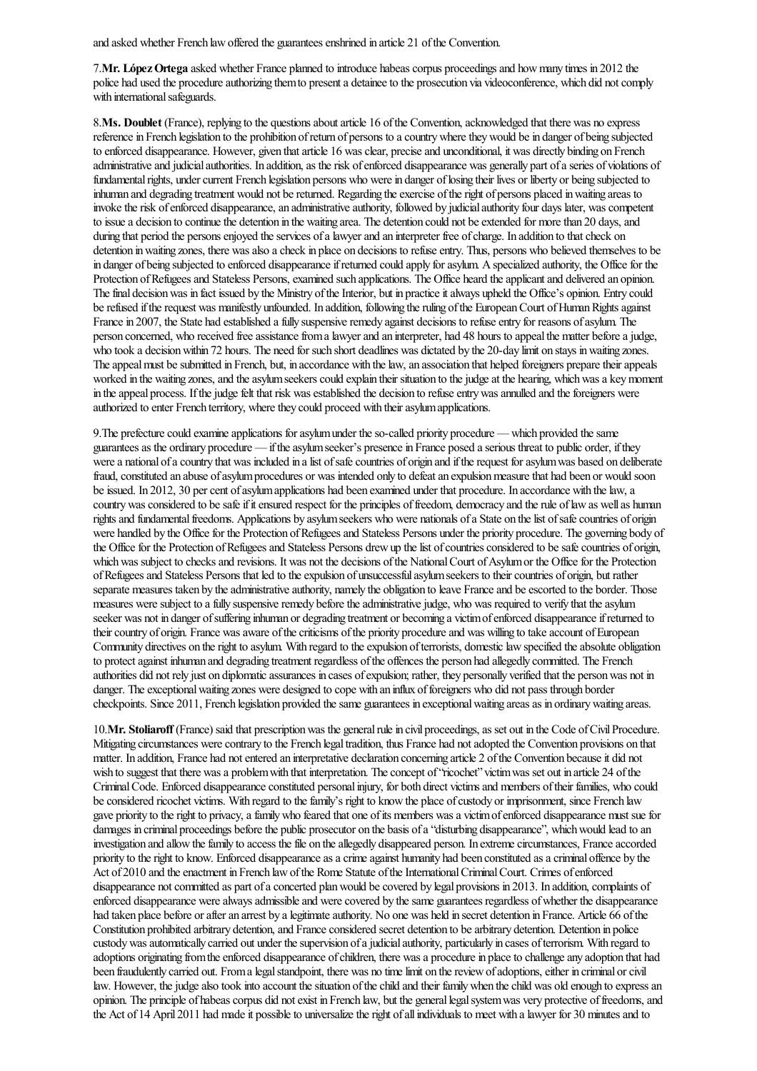and asked whether French law offered the guarantees enshrined in article 21 of the Convention.

7.**Mr. López Ortega** asked whether France planned to introduce habeas corpus proceedings and how many times in 2012 the police had used the procedure authorizing them to present a detainee to the prosecution via videoconference, which did not comply with international safeguards.

8.**Ms. Doublet** (France), replying to the questions about article 16 of the Convention, acknowledged that there was no express reference in French legislation to the prohibition of return of persons to a country where they would be in danger of being subjected to enforced disappearance. However, given that article 16 was clear, precise and unconditional, it was directly binding on French administrative and judicial authorities. In addition, as the risk of enforced disappearance was generally part of a series of violations of fundamental rights, under current French legislation persons who were in danger of losing their lives or liberty or being subjected to inhuman and degrading treatment would not be returned. Regarding the exercise of the right of persons placed in waiting areas to invoke the risk of enforced disappearance, an administrative authority, followed by judicial authority four days later, was competent to issue a decision to continue the detention in the waiting area. The detention could not be extended for more than 20 days, and during that period the persons enjoyed the services of a lawyer and an interpreter free of charge. In addition to that check on detention in waiting zones, there was also a check in place on decisions to refuse entry. Thus, persons who believed themselves to be in danger of being subjected to enforced disappearance if returned could apply for asylum. A specialized authority, the Office for the Protection of Refugees and Stateless Persons, examined such applications. The Office heard the applicant and delivered an opinion. The final decision was in fact issued by the Ministry of the Interior, but in practice it always upheld the Office's opinion. Entry could be refused if the request was manifestly unfounded. In addition, following the ruling of the European Court of Human Rights against France in 2007, the State had established a fully suspensive remedy against decisions to refuse entry for reasons of asylum. The person concerned, who received free assistance from a lawyer and an interpreter, had 48 hours to appeal the matter before a judge, who took a decision within 72 hours. The need for such short deadlines was dictated by the 20-day limit on stays in waiting zones. The appeal must be submitted in French, but, in accordance with the law, an association that helped foreigners prepare their appeals worked in the waiting zones, and the asylum seekers could explain their situation to the judge at the hearing, which was a key moment in the appeal process. If the judge felt that risk was established the decision to refuse entry was annulled and the foreigners were authorized to enter French territory, where they could proceed with their asylum applications.

9.The prefecture could examine applications for asylum under the so-called priority procedure — which provided the same guarantees as the ordinary procedure — if the asylum seeker's presence in France posed a serious threat to public order, if they were a national of a country that was included in a list of safe countries of origin and if the request for asylum was based on deliberate fraud, constituted an abuse of asylum procedures or was intended only to defeat an expulsion measure that had been or would soon be issued. In 2012, 30 per cent of asylum applications had been examined under that procedure. In accordance with the law, a country was considered to be safe if it ensured respect for the principles of freedom, democracy and the rule of law as well as human rights and fundamental freedoms. Applications by asylum seekers who were nationals of a State on the list of safe countries of origin were handled by the Office for the Protection of Refugees and Stateless Persons under the priority procedure. The governing body of the Office for the Protection of Refugees and Stateless Persons drew up the list of countries considered to be safe countries of origin, which was subject to checks and revisions. It was not the decisions of the National Court of Asylum or the Office for the Protection of Refugees and Stateless Persons that led to the expulsion of unsuccessful asylum seekers to their countries of origin, but rather separate measures taken by the administrative authority, namely the obligation to leave France and be escorted to the border. Those measures were subject to a fully suspensive remedy before the administrative judge, who was required to verify that the asylum seeker was not in danger of suffering inhuman or degrading treatment or becoming a victim of enforced disappearance if returned to their country of origin. France was aware of the criticisms of the priority procedure and was willing to take account of European Community directives on the right to asylum. With regard to the expulsion of terrorists, domestic law specified the absolute obligation to protect against inhuman and degrading treatment regardless of the offences the person had allegedly committed. The French authorities did not rely just on diplomatic assurances in cases of expulsion; rather, they personally verified that the person was not in danger. The exceptional waiting zones were designed to cope with an influx of foreigners who did not pass through border checkpoints. Since 2011, French legislation provided the same guarantees in exceptional waiting areas as in ordinary waiting areas.

10.**Mr. Stoliaroff** (France) said that prescription was the general rule in civil proceedings, as set out in the Code of Civil Procedure. Mitigating circumstances were contrary to the French legal tradition, thus France had not adopted the Convention provisions on that matter. In addition, France had not entered an interpretative declaration concerning article 2 of the Convention because it did not wish to suggest that there was a problem with that interpretation. The concept of "ricochet" victim was set out in article 24 of the Criminal Code. Enforced disappearance constituted personal injury, for both direct victims and members of their families, who could be considered ricochet victims. With regard to the family's right to know the place of custody or imprisonment, since French law gave priority to the right to privacy, a family who feared that one of its members was a victim of enforced disappearance must sue for damages in criminal proceedings before the public prosecutor on the basis of a "disturbing disappearance", which would lead to an investigation and allow the family to access the file on the allegedly disappeared person. In extreme circumstances, France accorded priority to the right to know. Enforced disappearance as a crime against humanity had been constituted as a criminal offence by the Act of 2010 and the enactment in French law of the Rome Statute of the International Criminal Court. Crimes of enforced disappearance not committed as part of a concerted plan would be covered by legal provisions in 2013. In addition, complaints of enforced disappearance were always admissible and were covered by the same guarantees regardless of whether the disappearance had taken place before or after an arrest by a legitimate authority. No one was held in secret detention in France. Article 66 of the Constitution prohibited arbitrary detention, and France considered secret detention to be arbitrary detention. Detention in police custody was automatically carried out under the supervision of a judicial authority, particularly in cases of terrorism. With regard to adoptions originating from the enforced disappearance of children, there was a procedure in place to challenge any adoption that had been fraudulently carried out. From a legal standpoint, there was no time limit on the review of adoptions, either in criminal or civil law. However, the judge also took into account the situation of the child and their family when the child was old enough to express an opinion. The principle of habeas corpus did not exist in French law, but the general legal system was very protective of freedoms, and the Act of 14 April 2011 had made it possible to universalize the right of all individuals to meet with a lawyer for 30 minutes and to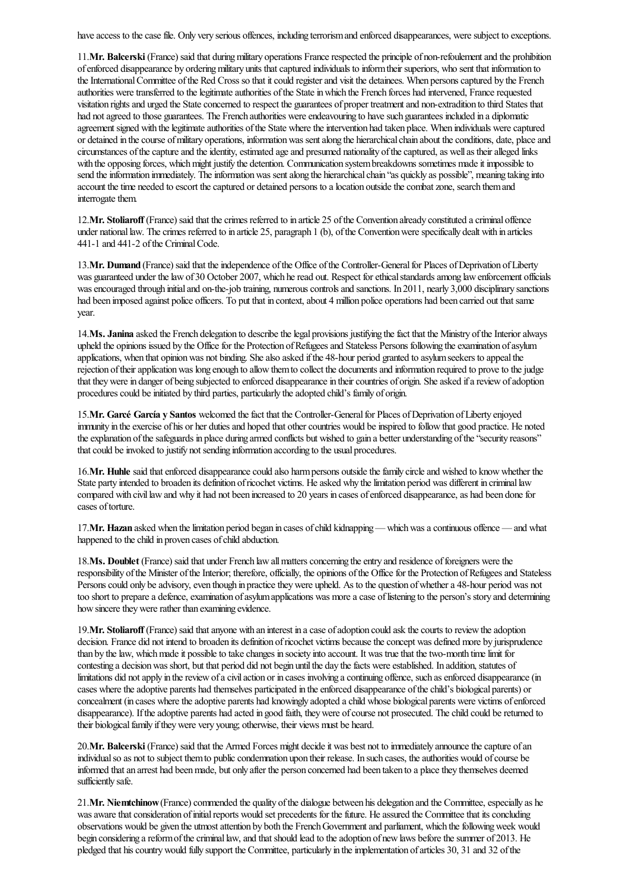have access to the case file. Only very serious offences, including terrorism and enforced disappearances, were subject to exceptions.

11. **Mr. Balcerski** (France) said that during military operations France respected the principle of non-refoulement and the prohibition of enforced disappearance by ordering military units that captured individuals to inform their superiors, who sent that information to the International Committee of the Red Cross so that it could register and visit the detainees. When persons captured by the French authorities were transferred to the legitimate authorities of the State in which the French forces had intervened, France requested visitation rights and urged the State concerned to respect the guarantees of proper treatment and non-extradition to third States that had not agreed to those guarantees. The French authorities were endeavouring to have such guarantees included in a diplomatic agreement signed with the legitimate authorities of the State where the intervention had taken place. When individuals were captured or detained in the course of military operations, information was sent along the hierarchical chain about the conditions, date, place and circumstances of the capture and the identity, estimated age and presumed nationality of the captured, as well as their alleged links with the opposing forces, which might justify the detention. Communication system breakdowns sometimes made it impossible to send the information immediately. The information was sent along the hierarchical chain "as quickly as possible", meaning taking into account the time needed to escort the captured or detained persons to a location outside the combat zone, search them and interrogate them.

12. **Mr. Stoliaroff** (France) said that the crimes referred to in article 25 of the Convention already constituted a criminal offence under national law. The crimes referred to in article 25, paragraph 1 (b), of the Convention were specifically dealt with in articles 441-1 and 441-2 of the Criminal Code.

13. **Mr. Dumand** (France) said that the independence of the Office of the Controller-General for Places of Deprivation of Liberty was guaranteed under the law of 30 October 2007, which he read out. Respect for ethical standards among law enforcement officials was encouraged through initial and on-the-job training, numerous controls and sanctions. In 2011, nearly 3,000 disciplinary sanctions had been imposed against police officers. To put that in context, about 4 million police operations had been carried out that same year.

14. **Ms. Janina** asked the French delegation to describe the legal provisions justifying the fact that the Ministry of the Interior always upheld the opinions issued by the Office for the Protection of Refugees and Stateless Persons following the examination of asylum applications, when that opinion was not binding. She also asked if the 48-hour period granted to asylum seekers to appeal the rejection of their application was long enough to allow them to collect the documents and information required to prove to the judge that they were in danger of being subjected to enforced disappearance in their countries of origin. She asked if a review of adoption procedures could be initiated by third parties, particularly the adopted child's family of origin.

15. **Mr. Garcé García y Santos** welcomed the fact that the Controller-General for Places of Deprivation of Liberty enjoyed immunity in the exercise of his or her duties and hoped that other countries would be inspired to follow that good practice. He noted the explanation of the safeguards in place during armed conflicts but wished to gain a better understanding of the "security reasons" that could be invoked to justify not sending information according to the usual procedures.

16. **Mr. Huhle** said that enforced disappearance could also harm persons outside the family circle and wished to know whether the State party intended to broaden its definition of ricochet victims. He asked why the limitation period was different in criminal law compared with civil law and why it had not been increased to 20 years in cases of enforced disappearance, as had been done for cases of torture.

17. **Mr. Hazan** asked when the limitation period began in cases of child kidnapping — which was a continuous offence — and what happened to the child in proven cases of child abduction.

18. **Ms. Doublet** (France) said that under French law all matters concerning the entry and residence of foreigners were the responsibility of the Minister of the Interior; therefore, officially, the opinions of the Office for the Protection of Refugees and Stateless Persons could only be advisory, even though in practice they were upheld. As to the question of whether a 48-hour period was not too short to prepare a defence, examination of asylum applications was more a case of listening to the person's story and determining how sincere they were rather than examining evidence.

19. **Mr. Stoliaroff** (France) said that anyone with an interest in a case of adoption could ask the courts to review the adoption decision. France did not intend to broaden its definition of ricochet victims because the concept was defined more by jurisprudence than by the law, which made it possible to take changes in society into account. It was true that the two-month time limit for contesting a decision was short, but that period did not begin until the day the facts were established. In addition, statutes of limitations did not apply in the review of a civil action or in cases involving a continuing offence, such as enforced disappearance (in cases where the adoptive parents had themselves participated in the enforced disappearance of the child's biological parents) or concealment (in cases where the adoptive parents had knowingly adopted a child whose biological parents were victims of enforced disappearance). If the adoptive parents had acted in good faith, they were of course not prosecuted. The child could be returned to their biological family if they were very young; otherwise, their views must be heard.

20. **Mr. Balcerski** (France) said that the Armed Forces might decide it was best not to immediately announce the capture of an individual so as not to subject them to public condemnation upon their release. In such cases, the authorities would of course be informed that an arrest had been made, but only after the person concerned had been taken to a place they themselves deemed sufficiently safe.

21. **Mr. Niemtchinow** (France) commended the quality of the dialogue between his delegation and the Committee, especially as he was aware that consideration of initial reports would set precedents for the future. He assured the Committee that its concluding observations would be given the utmost attention by both the French Government and parliament, which the following week would begin considering a reform of the criminal law, and that should lead to the adoption of new laws before the summer of 2013. He pledged that his country would fully support the Committee, particularly in the implementation of articles 30, 31 and 32 of the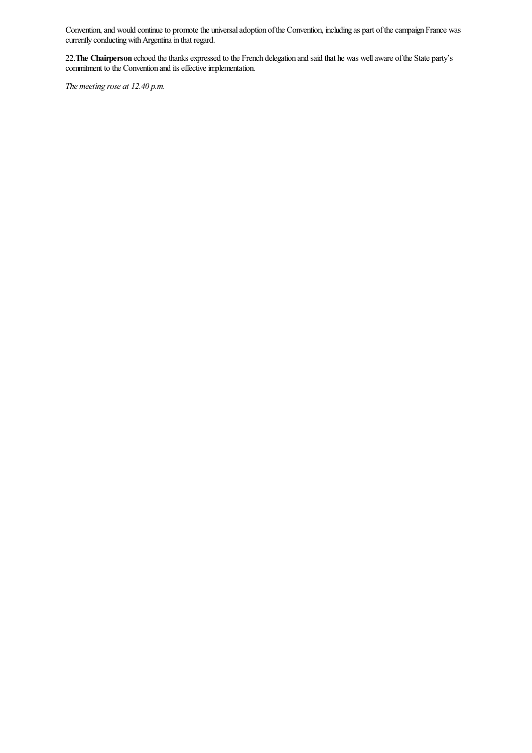Convention, and would continue to promote the universal adoption of the Convention, including as part of the campaign France was currently conducting with Argentina in that regard.

22. **The Chairperson** echoed the thanks expressed to the French delegation and said that he was well aware of the State party's commitment to the Convention and its effective implementation.

*The meeting rose at 12.40 p.m.*